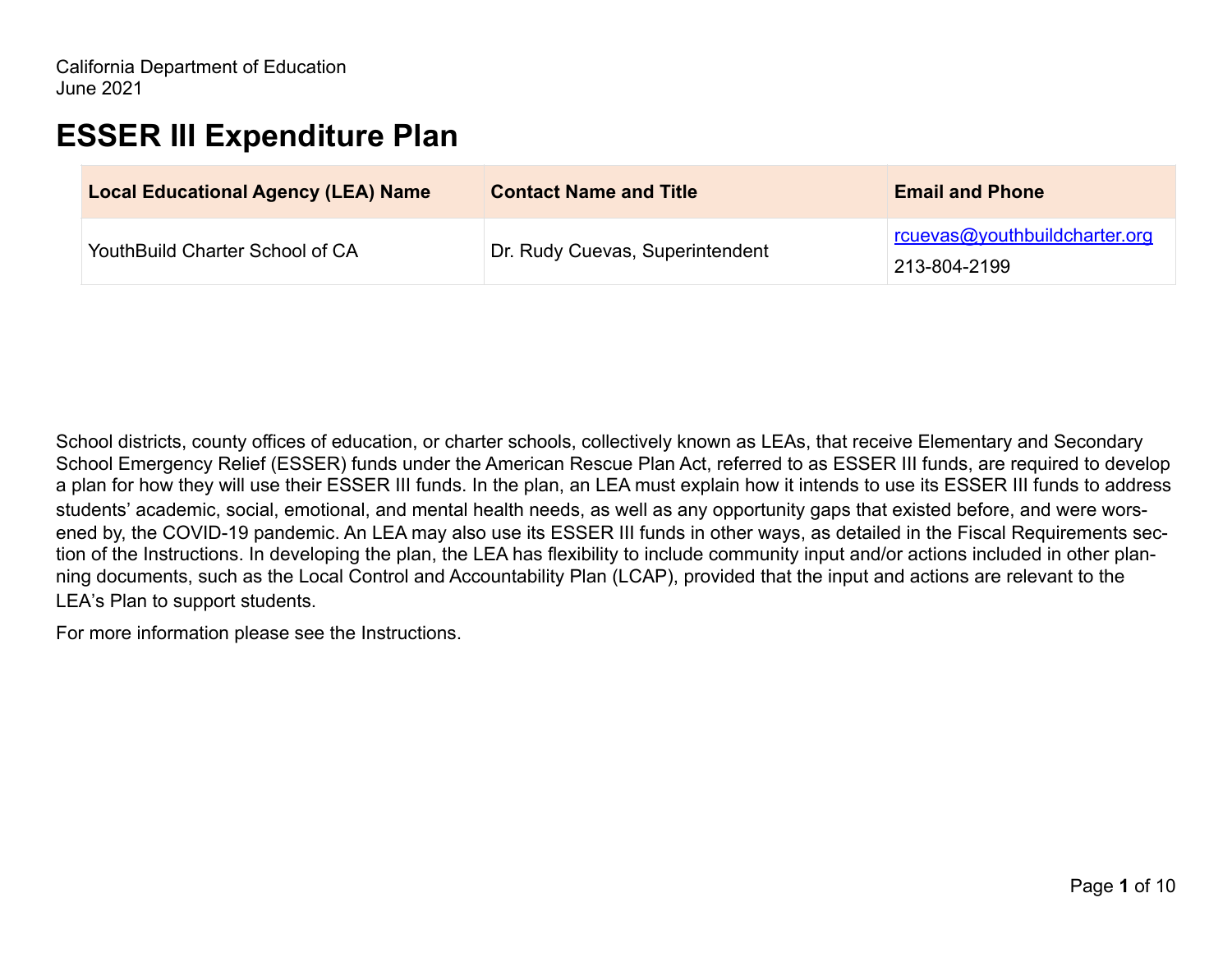California Department of Education
June 2021

# ESSER III Expenditure Plan

| Local Educational Agency (LEA) Name | Contact Name and Title | Email and Phone |
|---|---|---|
| YouthBuild Charter School of CA | Dr. Rudy Cuevas, Superintendent | rcuevas@youthbuildcharter.org<br>213-804-2199 |

School districts, county offices of education, or charter schools, collectively known as LEAs, that receive Elementary and Secondary School Emergency Relief (ESSER) funds under the American Rescue Plan Act, referred to as ESSER III funds, are required to develop a plan for how they will use their ESSER III funds. In the plan, an LEA must explain how it intends to use its ESSER III funds to address students' academic, social, emotional, and mental health needs, as well as any opportunity gaps that existed before, and were worsened by, the COVID-19 pandemic. An LEA may also use its ESSER III funds in other ways, as detailed in the Fiscal Requirements section of the Instructions. In developing the plan, the LEA has flexibility to include community input and/or actions included in other planning documents, such as the Local Control and Accountability Plan (LCAP), provided that the input and actions are relevant to the LEA's Plan to support students.

For more information please see the Instructions.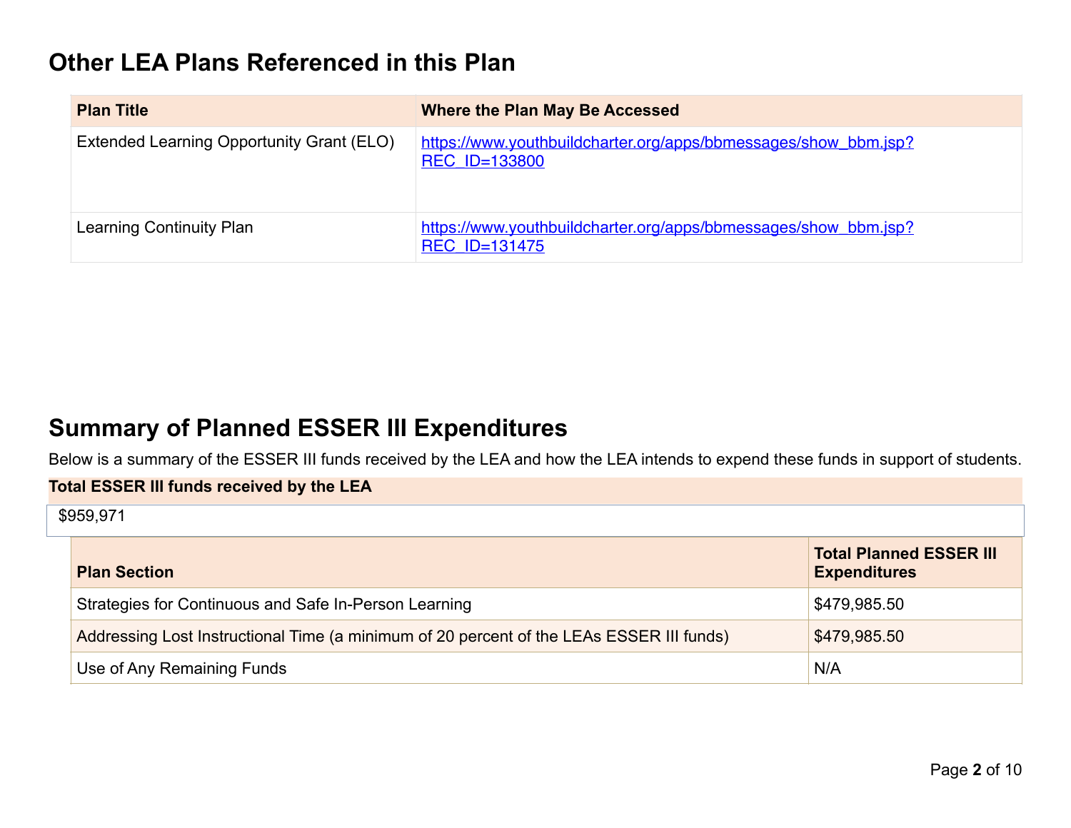## Other LEA Plans Referenced in this Plan

| Plan Title | Where the Plan May Be Accessed |
|---|---|
| Extended Learning Opportunity Grant (ELO) | https://www.youthbuildcharter.org/apps/bbmessages/show_bbm.jsp?REC_ID=133800 |
| Learning Continuity Plan | https://www.youthbuildcharter.org/apps/bbmessages/show_bbm.jsp?REC_ID=131475 |

## Summary of Planned ESSER III Expenditures

Below is a summary of the ESSER III funds received by the LEA and how the LEA intends to expend these funds in support of students.

**Total ESSER III funds received by the LEA**

$959,971

| Plan Section | Total Planned ESSER III Expenditures |
|---|---|
| Strategies for Continuous and Safe In-Person Learning | $479,985.50 |
| Addressing Lost Instructional Time (a minimum of 20 percent of the LEAs ESSER III funds) | $479,985.50 |
| Use of Any Remaining Funds | N/A |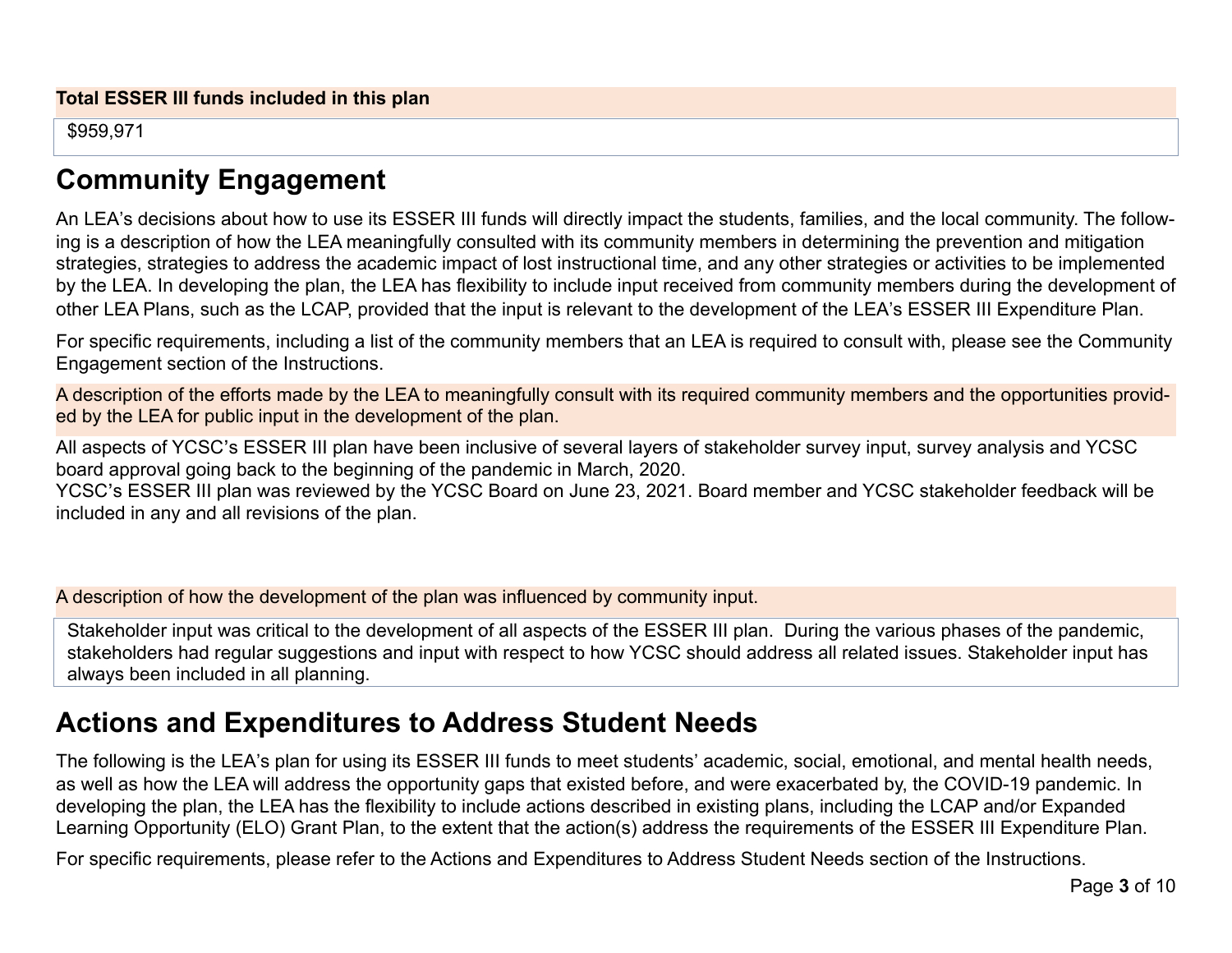**Total ESSER III funds included in this plan**

$959,971

## Community Engagement

An LEA's decisions about how to use its ESSER III funds will directly impact the students, families, and the local community. The following is a description of how the LEA meaningfully consulted with its community members in determining the prevention and mitigation strategies, strategies to address the academic impact of lost instructional time, and any other strategies or activities to be implemented by the LEA. In developing the plan, the LEA has flexibility to include input received from community members during the development of other LEA Plans, such as the LCAP, provided that the input is relevant to the development of the LEA's ESSER III Expenditure Plan.

For specific requirements, including a list of the community members that an LEA is required to consult with, please see the Community Engagement section of the Instructions.

A description of the efforts made by the LEA to meaningfully consult with its required community members and the opportunities provided by the LEA for public input in the development of the plan.

All aspects of YCSC's ESSER III plan have been inclusive of several layers of stakeholder survey input, survey analysis and YCSC board approval going back to the beginning of the pandemic in March, 2020.
YCSC's ESSER III plan was reviewed by the YCSC Board on June 23, 2021. Board member and YCSC stakeholder feedback will be included in any and all revisions of the plan.

A description of how the development of the plan was influenced by community input.

Stakeholder input was critical to the development of all aspects of the ESSER III plan. During the various phases of the pandemic, stakeholders had regular suggestions and input with respect to how YCSC should address all related issues. Stakeholder input has always been included in all planning.

## Actions and Expenditures to Address Student Needs

The following is the LEA's plan for using its ESSER III funds to meet students' academic, social, emotional, and mental health needs, as well as how the LEA will address the opportunity gaps that existed before, and were exacerbated by, the COVID-19 pandemic. In developing the plan, the LEA has the flexibility to include actions described in existing plans, including the LCAP and/or Expanded Learning Opportunity (ELO) Grant Plan, to the extent that the action(s) address the requirements of the ESSER III Expenditure Plan.

For specific requirements, please refer to the Actions and Expenditures to Address Student Needs section of the Instructions.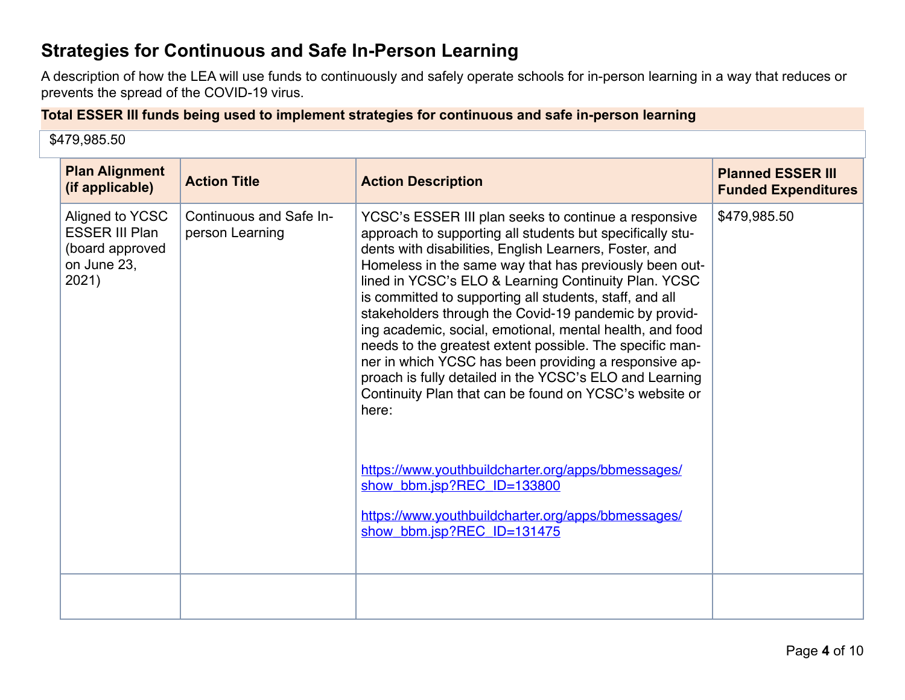## Strategies for Continuous and Safe In-Person Learning

A description of how the LEA will use funds to continuously and safely operate schools for in-person learning in a way that reduces or prevents the spread of the COVID-19 virus.

**Total ESSER III funds being used to implement strategies for continuous and safe in-person learning**

$479,985.50

| Plan Alignment (if applicable) | Action Title | Action Description | Planned ESSER III Funded Expenditures |
|---|---|---|---|
| Aligned to YCSC ESSER III Plan (board approved on June 23, 2021) | Continuous and Safe In-person Learning | YCSC's ESSER III plan seeks to continue a responsive approach to supporting all students but specifically students with disabilities, English Learners, Foster, and Homeless in the same way that has previously been outlined in YCSC's ELO & Learning Continuity Plan. YCSC is committed to supporting all students, staff, and all stakeholders through the Covid-19 pandemic by providing academic, social, emotional, mental health, and food needs to the greatest extent possible. The specific manner in which YCSC has been providing a responsive approach is fully detailed in the YCSC's ELO and Learning Continuity Plan that can be found on YCSC's website or here: https://www.youthbuildcharter.org/apps/bbmessages/show_bbm.jsp?REC_ID=133800 https://www.youthbuildcharter.org/apps/bbmessages/show_bbm.jsp?REC_ID=131475 | $479,985.50 |
| | | | |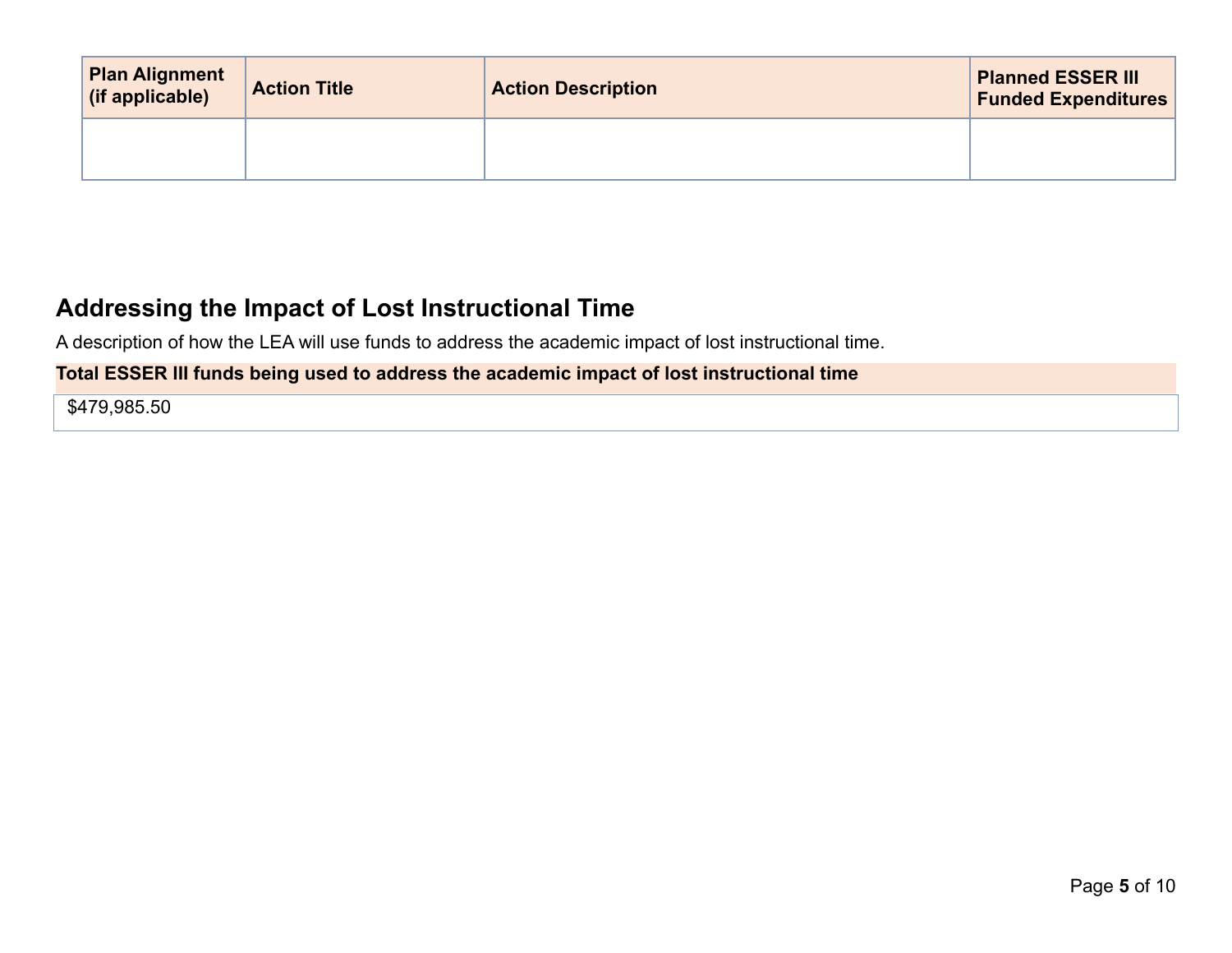| Plan Alignment (if applicable) | Action Title | Action Description | Planned ESSER III Funded Expenditures |
|---|---|---|---|
| | | | |

## Addressing the Impact of Lost Instructional Time

A description of how the LEA will use funds to address the academic impact of lost instructional time.

| Total ESSER III funds being used to address the academic impact of lost instructional time |
|---|
| $479,985.50 |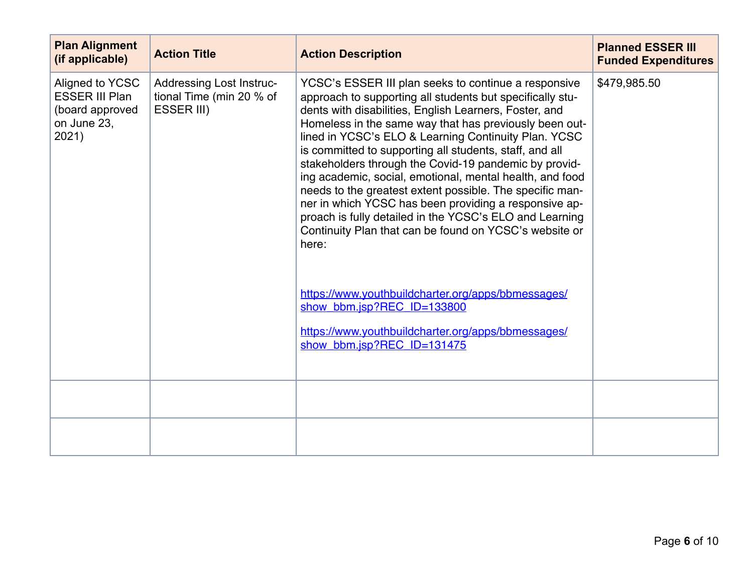| Plan Alignment (if applicable) | Action Title | Action Description | Planned ESSER III Funded Expenditures |
|---|---|---|---|
| Aligned to YCSC ESSER III Plan (board approved on June 23, 2021) | Addressing Lost Instructional Time (min 20 % of ESSER III) | YCSC's ESSER III plan seeks to continue a responsive approach to supporting all students but specifically students with disabilities, English Learners, Foster, and Homeless in the same way that has previously been outlined in YCSC's ELO & Learning Continuity Plan. YCSC is committed to supporting all students, staff, and all stakeholders through the Covid-19 pandemic by providing academic, social, emotional, mental health, and food needs to the greatest extent possible. The specific manner in which YCSC has been providing a responsive approach is fully detailed in the YCSC's ELO and Learning Continuity Plan that can be found on YCSC's website or here: <br><br> https://www.youthbuildcharter.org/apps/bbmessages/show_bbm.jsp?REC_ID=133800 <br><br> https://www.youthbuildcharter.org/apps/bbmessages/show_bbm.jsp?REC_ID=131475 | $479,985.50 |
| | | | |
| | | | |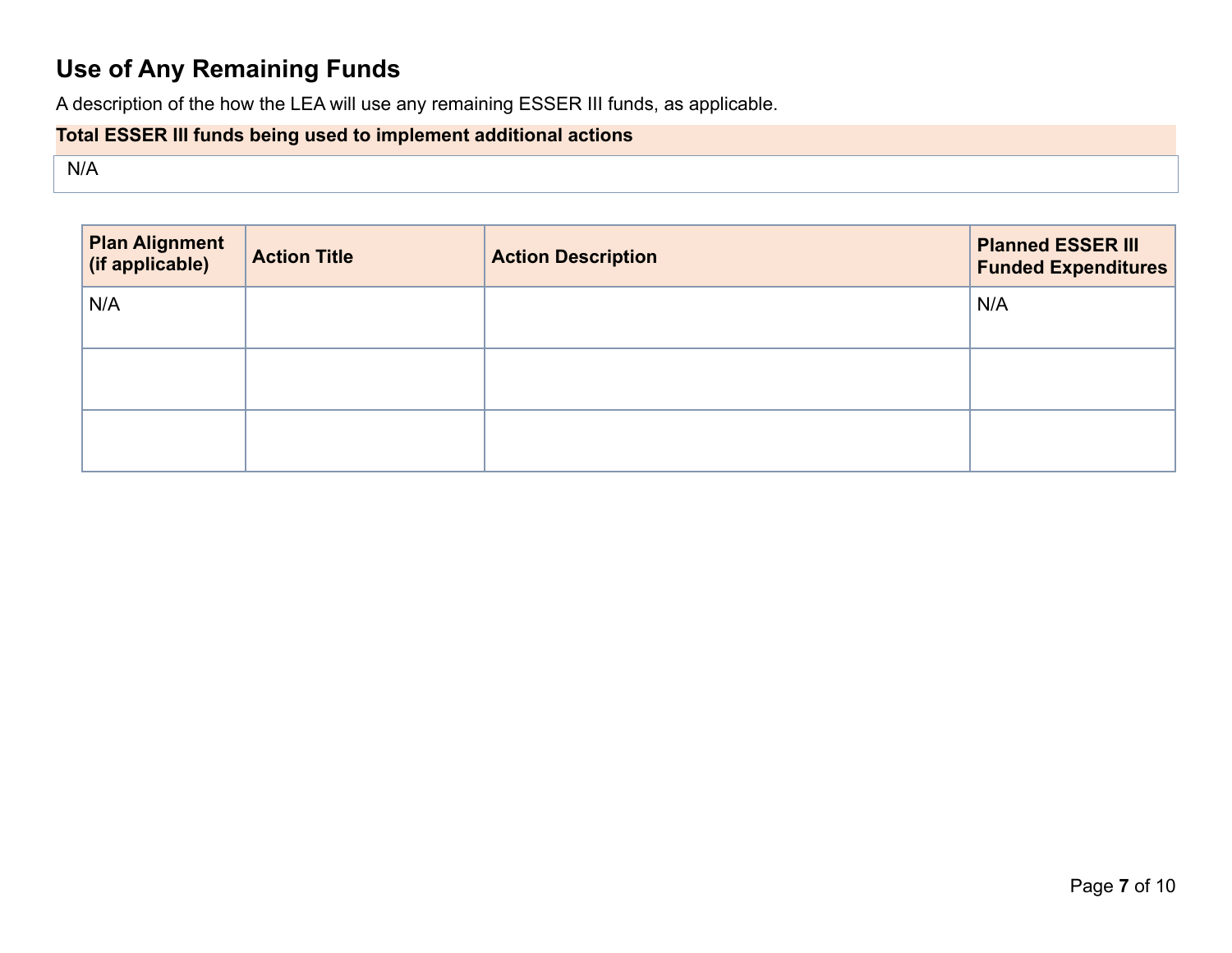## Use of Any Remaining Funds

A description of the how the LEA will use any remaining ESSER III funds, as applicable.

| Total ESSER III funds being used to implement additional actions |
| --- |
| N/A |

| Plan Alignment (if applicable) | Action Title | Action Description | Planned ESSER III Funded Expenditures |
| --- | --- | --- | --- |
| N/A | | | N/A |
| | | | |
| | | | |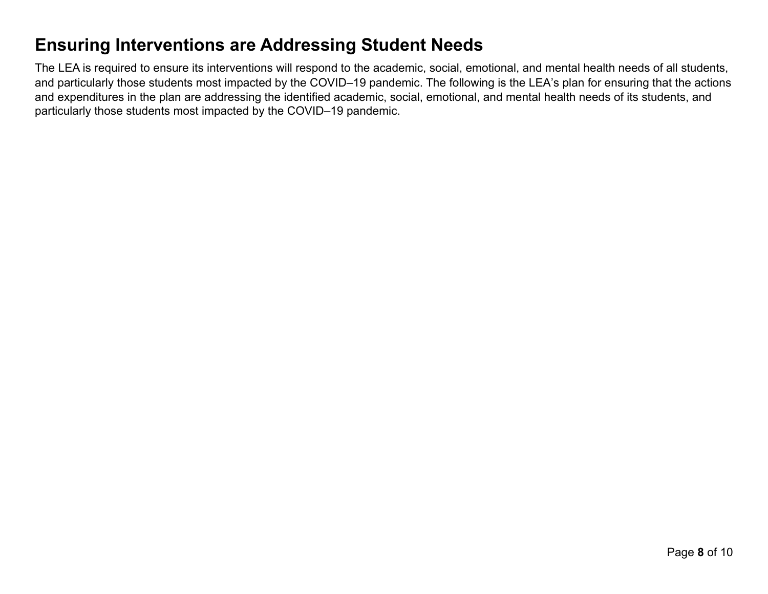## Ensuring Interventions are Addressing Student Needs

The LEA is required to ensure its interventions will respond to the academic, social, emotional, and mental health needs of all students, and particularly those students most impacted by the COVID–19 pandemic. The following is the LEA's plan for ensuring that the actions and expenditures in the plan are addressing the identified academic, social, emotional, and mental health needs of its students, and particularly those students most impacted by the COVID–19 pandemic.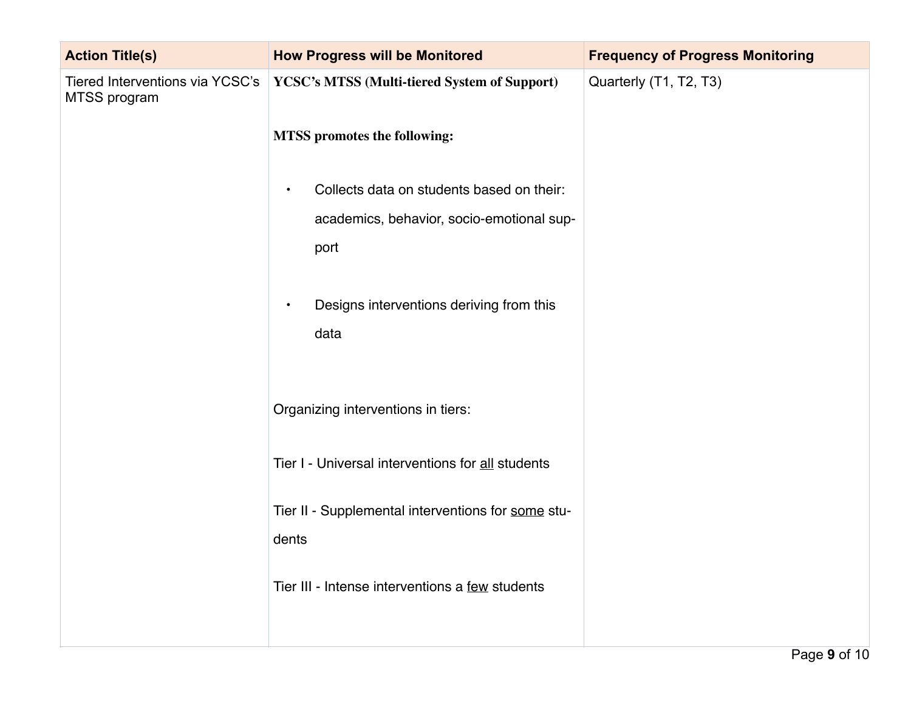| Action Title(s) | How Progress will be Monitored | Frequency of Progress Monitoring |
| --- | --- | --- |
| Tiered Interventions via YCSC's MTSS program | **YCSC's MTSS (Multi-tiered System of Support)**<br><br>**MTSS promotes the following:**<br><br>• Collects data on students based on their: academics, behavior, socio-emotional support<br><br>• Designs interventions deriving from this data<br><br>Organizing interventions in tiers:<br><br>Tier I - Universal interventions for <u>all</u> students<br><br>Tier II - Supplemental interventions for <u>some</u> students<br><br>Tier III - Intense interventions a <u>few</u> students | Quarterly (T1, T2, T3) |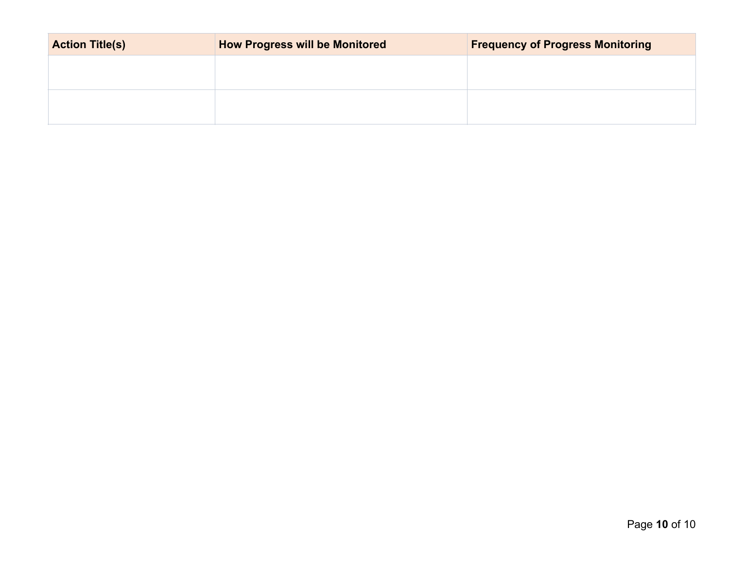| Action Title(s) | How Progress will be Monitored | Frequency of Progress Monitoring |
|---|---|---|
| | | |
| | | |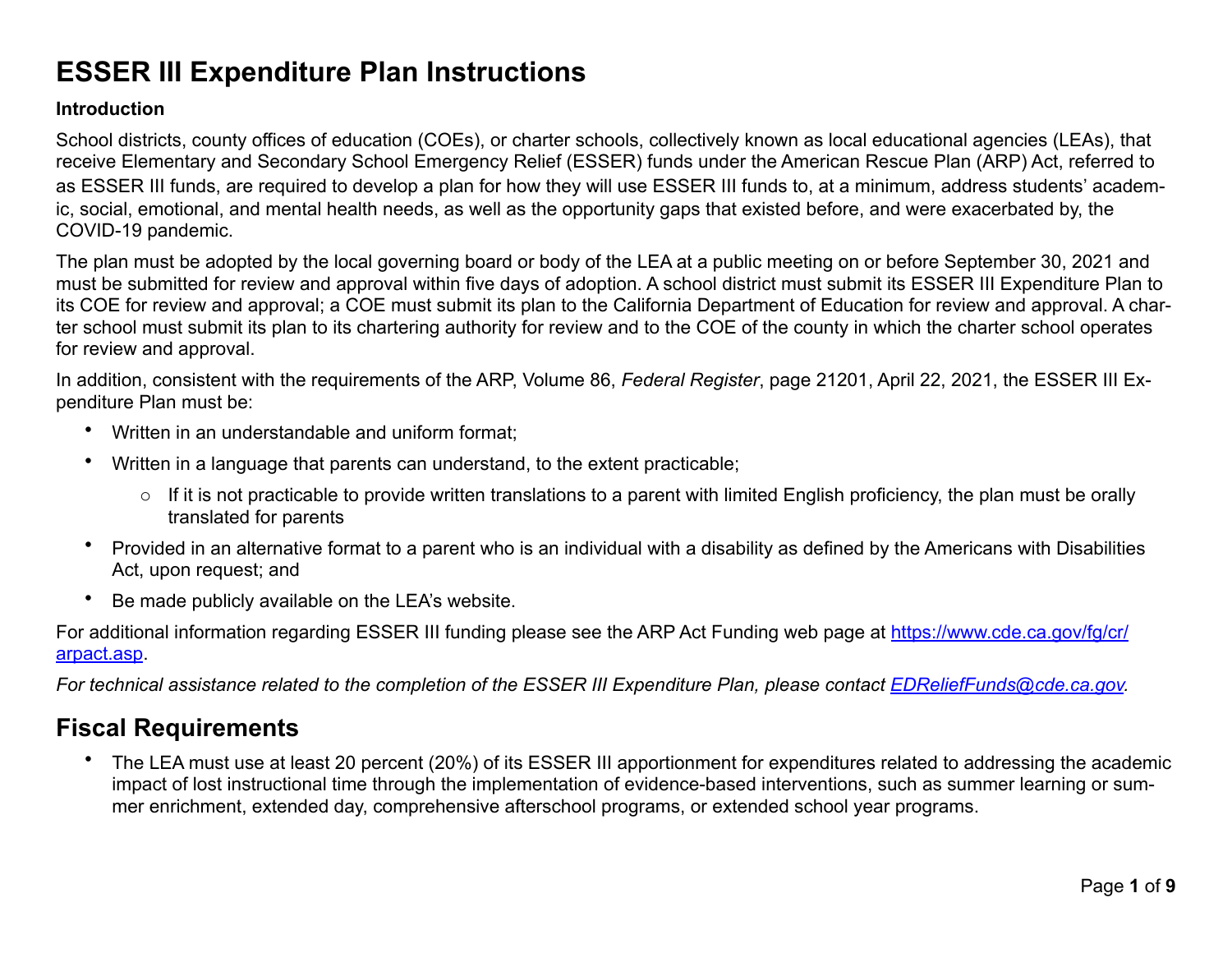# ESSER III Expenditure Plan Instructions

**Introduction**

School districts, county offices of education (COEs), or charter schools, collectively known as local educational agencies (LEAs), that receive Elementary and Secondary School Emergency Relief (ESSER) funds under the American Rescue Plan (ARP) Act, referred to as ESSER III funds, are required to develop a plan for how they will use ESSER III funds to, at a minimum, address students' academic, social, emotional, and mental health needs, as well as the opportunity gaps that existed before, and were exacerbated by, the COVID-19 pandemic.

The plan must be adopted by the local governing board or body of the LEA at a public meeting on or before September 30, 2021 and must be submitted for review and approval within five days of adoption. A school district must submit its ESSER III Expenditure Plan to its COE for review and approval; a COE must submit its plan to the California Department of Education for review and approval. A charter school must submit its plan to its chartering authority for review and to the COE of the county in which the charter school operates for review and approval.

In addition, consistent with the requirements of the ARP, Volume 86, *Federal Register*, page 21201, April 22, 2021, the ESSER III Expenditure Plan must be:

- Written in an understandable and uniform format;
- Written in a language that parents can understand, to the extent practicable;
  - If it is not practicable to provide written translations to a parent with limited English proficiency, the plan must be orally translated for parents
- Provided in an alternative format to a parent who is an individual with a disability as defined by the Americans with Disabilities Act, upon request; and
- Be made publicly available on the LEA's website.

For additional information regarding ESSER III funding please see the ARP Act Funding web page at [https://www.cde.ca.gov/fg/cr/arpact.asp](https://www.cde.ca.gov/fg/cr/arpact.asp).

*For technical assistance related to the completion of the ESSER III Expenditure Plan, please contact [EDReliefFunds@cde.ca.gov](mailto:EDReliefFunds@cde.ca.gov).*

## Fiscal Requirements

- The LEA must use at least 20 percent (20%) of its ESSER III apportionment for expenditures related to addressing the academic impact of lost instructional time through the implementation of evidence-based interventions, such as summer learning or summer enrichment, extended day, comprehensive afterschool programs, or extended school year programs.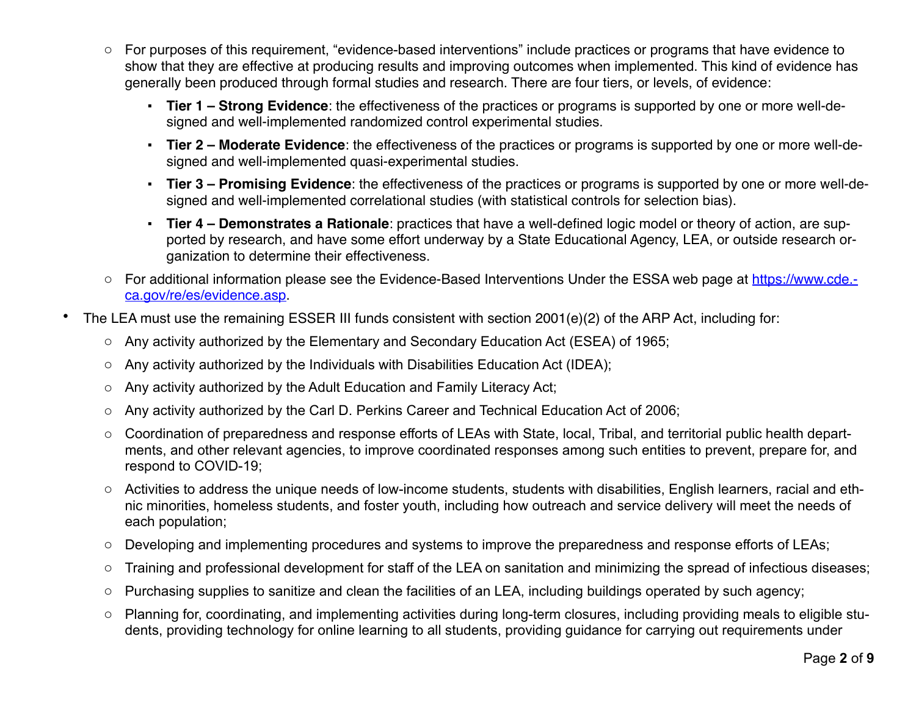- For purposes of this requirement, "evidence-based interventions" include practices or programs that have evidence to show that they are effective at producing results and improving outcomes when implemented. This kind of evidence has generally been produced through formal studies and research. There are four tiers, or levels, of evidence:
    - **Tier 1 – Strong Evidence**: the effectiveness of the practices or programs is supported by one or more well-designed and well-implemented randomized control experimental studies.
    - **Tier 2 – Moderate Evidence**: the effectiveness of the practices or programs is supported by one or more well-designed and well-implemented quasi-experimental studies.
    - **Tier 3 – Promising Evidence**: the effectiveness of the practices or programs is supported by one or more well-designed and well-implemented correlational studies (with statistical controls for selection bias).
    - **Tier 4 – Demonstrates a Rationale**: practices that have a well-defined logic model or theory of action, are supported by research, and have some effort underway by a State Educational Agency, LEA, or outside research organization to determine their effectiveness.
  - For additional information please see the Evidence-Based Interventions Under the ESSA web page at [https://www.cde.ca.gov/re/es/evidence.asp](https://www.cde.ca.gov/re/es/evidence.asp).
- The LEA must use the remaining ESSER III funds consistent with section 2001(e)(2) of the ARP Act, including for:
  - Any activity authorized by the Elementary and Secondary Education Act (ESEA) of 1965;
  - Any activity authorized by the Individuals with Disabilities Education Act (IDEA);
  - Any activity authorized by the Adult Education and Family Literacy Act;
  - Any activity authorized by the Carl D. Perkins Career and Technical Education Act of 2006;
  - Coordination of preparedness and response efforts of LEAs with State, local, Tribal, and territorial public health departments, and other relevant agencies, to improve coordinated responses among such entities to prevent, prepare for, and respond to COVID-19;
  - Activities to address the unique needs of low-income students, students with disabilities, English learners, racial and ethnic minorities, homeless students, and foster youth, including how outreach and service delivery will meet the needs of each population;
  - Developing and implementing procedures and systems to improve the preparedness and response efforts of LEAs;
  - Training and professional development for staff of the LEA on sanitation and minimizing the spread of infectious diseases;
  - Purchasing supplies to sanitize and clean the facilities of an LEA, including buildings operated by such agency;
  - Planning for, coordinating, and implementing activities during long-term closures, including providing meals to eligible students, providing technology for online learning to all students, providing guidance for carrying out requirements under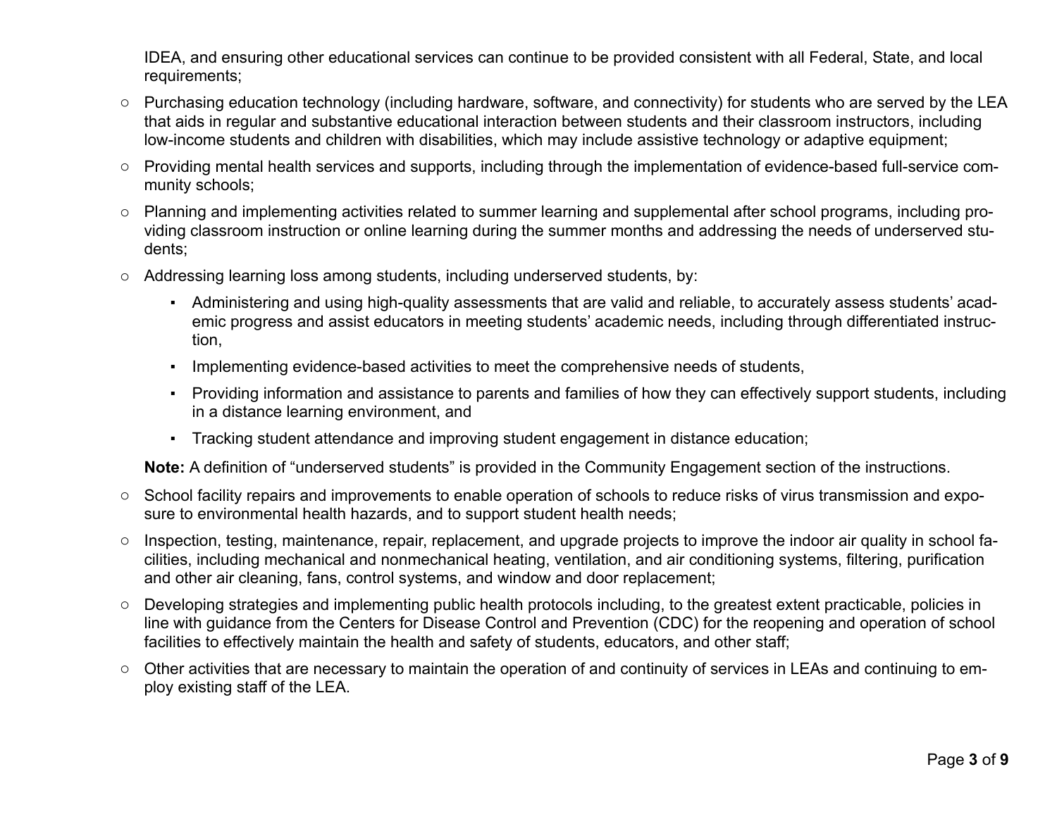IDEA, and ensuring other educational services can continue to be provided consistent with all Federal, State, and local requirements;

- Purchasing education technology (including hardware, software, and connectivity) for students who are served by the LEA that aids in regular and substantive educational interaction between students and their classroom instructors, including low-income students and children with disabilities, which may include assistive technology or adaptive equipment;
- Providing mental health services and supports, including through the implementation of evidence-based full-service community schools;
- Planning and implementing activities related to summer learning and supplemental after school programs, including providing classroom instruction or online learning during the summer months and addressing the needs of underserved students;
- Addressing learning loss among students, including underserved students, by:
  - Administering and using high-quality assessments that are valid and reliable, to accurately assess students' academic progress and assist educators in meeting students' academic needs, including through differentiated instruction,
  - Implementing evidence-based activities to meet the comprehensive needs of students,
  - Providing information and assistance to parents and families of how they can effectively support students, including in a distance learning environment, and
  - Tracking student attendance and improving student engagement in distance education;

  **Note:** A definition of "underserved students" is provided in the Community Engagement section of the instructions.

- School facility repairs and improvements to enable operation of schools to reduce risks of virus transmission and exposure to environmental health hazards, and to support student health needs;
- Inspection, testing, maintenance, repair, replacement, and upgrade projects to improve the indoor air quality in school facilities, including mechanical and nonmechanical heating, ventilation, and air conditioning systems, filtering, purification and other air cleaning, fans, control systems, and window and door replacement;
- Developing strategies and implementing public health protocols including, to the greatest extent practicable, policies in line with guidance from the Centers for Disease Control and Prevention (CDC) for the reopening and operation of school facilities to effectively maintain the health and safety of students, educators, and other staff;
- Other activities that are necessary to maintain the operation of and continuity of services in LEAs and continuing to employ existing staff of the LEA.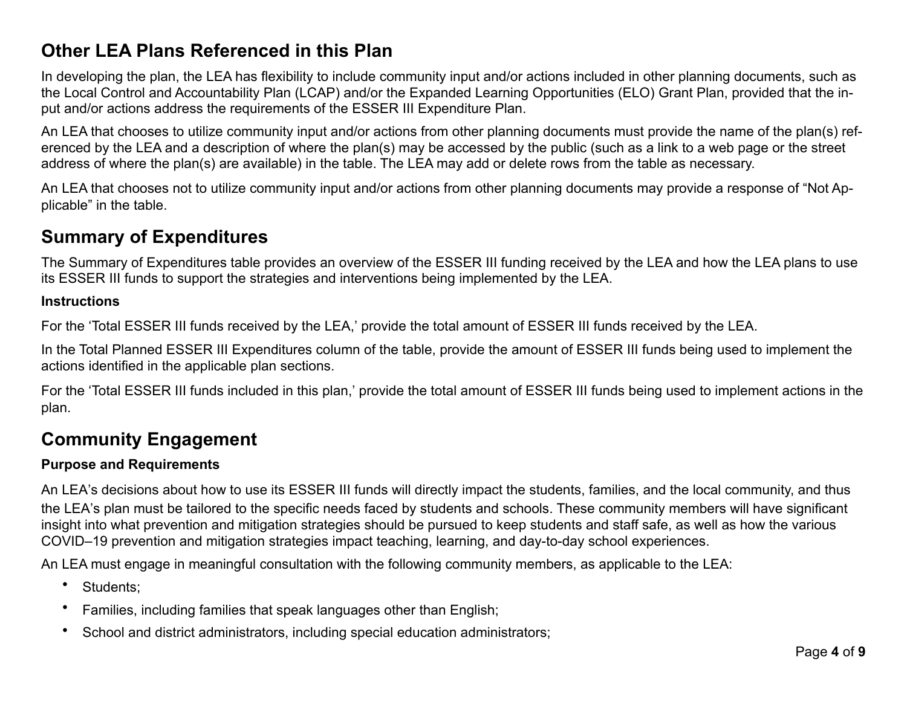## Other LEA Plans Referenced in this Plan

In developing the plan, the LEA has flexibility to include community input and/or actions included in other planning documents, such as the Local Control and Accountability Plan (LCAP) and/or the Expanded Learning Opportunities (ELO) Grant Plan, provided that the input and/or actions address the requirements of the ESSER III Expenditure Plan.

An LEA that chooses to utilize community input and/or actions from other planning documents must provide the name of the plan(s) referenced by the LEA and a description of where the plan(s) may be accessed by the public (such as a link to a web page or the street address of where the plan(s) are available) in the table. The LEA may add or delete rows from the table as necessary.

An LEA that chooses not to utilize community input and/or actions from other planning documents may provide a response of "Not Applicable" in the table.

## Summary of Expenditures

The Summary of Expenditures table provides an overview of the ESSER III funding received by the LEA and how the LEA plans to use its ESSER III funds to support the strategies and interventions being implemented by the LEA.

**Instructions**

For the 'Total ESSER III funds received by the LEA,' provide the total amount of ESSER III funds received by the LEA.

In the Total Planned ESSER III Expenditures column of the table, provide the amount of ESSER III funds being used to implement the actions identified in the applicable plan sections.

For the 'Total ESSER III funds included in this plan,' provide the total amount of ESSER III funds being used to implement actions in the plan.

## Community Engagement

**Purpose and Requirements**

An LEA's decisions about how to use its ESSER III funds will directly impact the students, families, and the local community, and thus the LEA's plan must be tailored to the specific needs faced by students and schools. These community members will have significant insight into what prevention and mitigation strategies should be pursued to keep students and staff safe, as well as how the various COVID–19 prevention and mitigation strategies impact teaching, learning, and day-to-day school experiences.

An LEA must engage in meaningful consultation with the following community members, as applicable to the LEA:

- Students;
- Families, including families that speak languages other than English;
- School and district administrators, including special education administrators;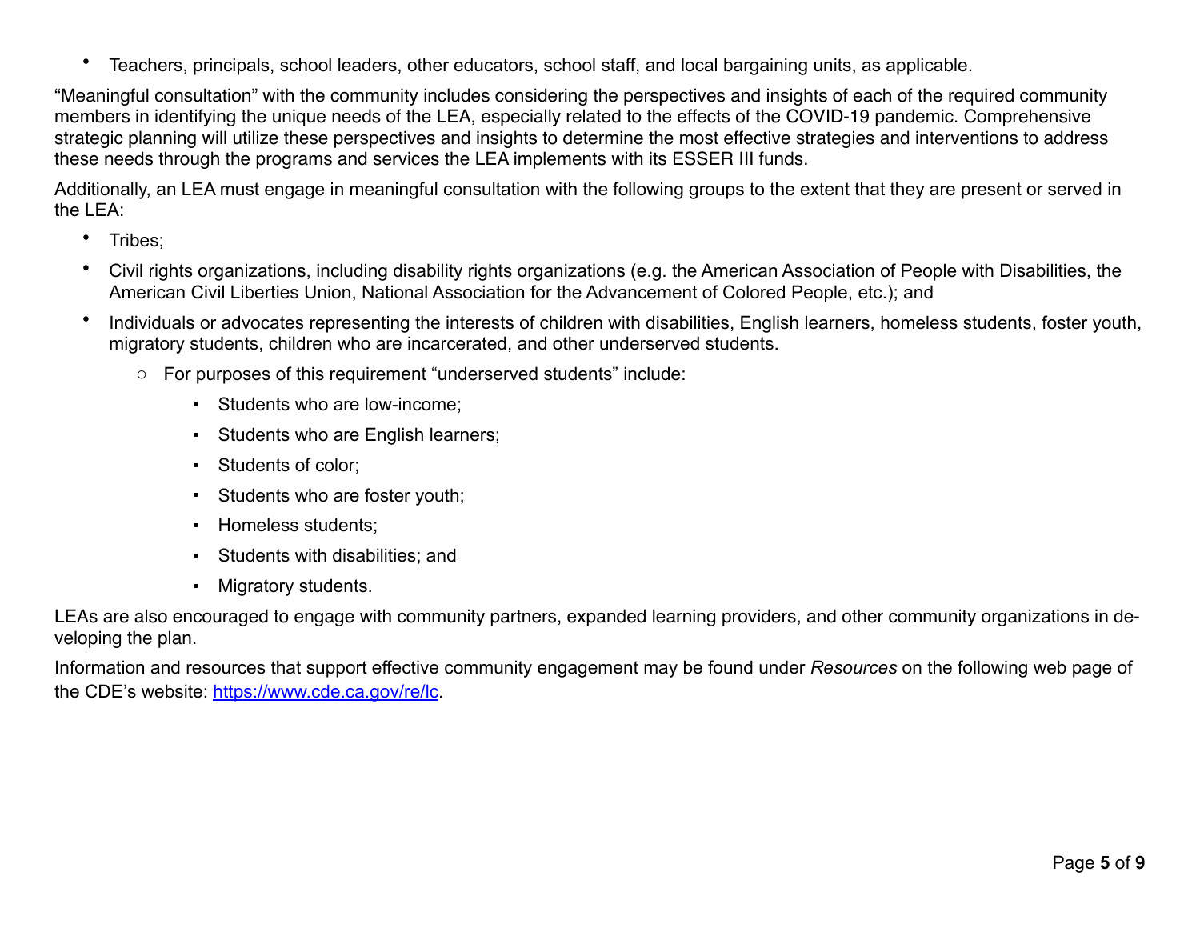- Teachers, principals, school leaders, other educators, school staff, and local bargaining units, as applicable.

"Meaningful consultation" with the community includes considering the perspectives and insights of each of the required community members in identifying the unique needs of the LEA, especially related to the effects of the COVID-19 pandemic. Comprehensive strategic planning will utilize these perspectives and insights to determine the most effective strategies and interventions to address these needs through the programs and services the LEA implements with its ESSER III funds.

Additionally, an LEA must engage in meaningful consultation with the following groups to the extent that they are present or served in the LEA:

- Tribes;
- Civil rights organizations, including disability rights organizations (e.g. the American Association of People with Disabilities, the American Civil Liberties Union, National Association for the Advancement of Colored People, etc.); and
- Individuals or advocates representing the interests of children with disabilities, English learners, homeless students, foster youth, migratory students, children who are incarcerated, and other underserved students.
  - For purposes of this requirement "underserved students" include:
    - Students who are low-income;
    - Students who are English learners;
    - Students of color;
    - Students who are foster youth;
    - Homeless students;
    - Students with disabilities; and
    - Migratory students.

LEAs are also encouraged to engage with community partners, expanded learning providers, and other community organizations in developing the plan.

Information and resources that support effective community engagement may be found under *Resources* on the following web page of the CDE's website: [https://www.cde.ca.gov/re/lc](https://www.cde.ca.gov/re/lc).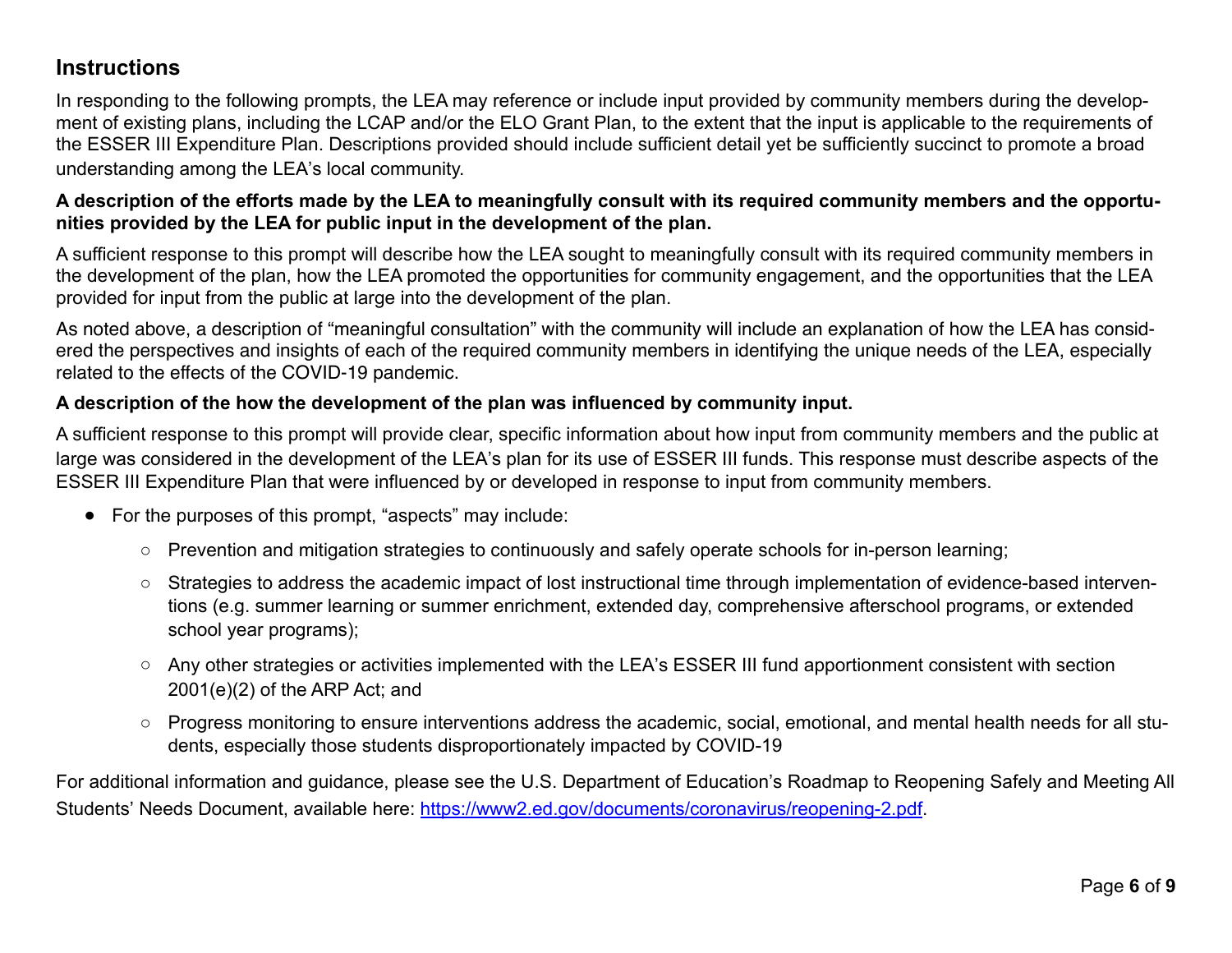## Instructions

In responding to the following prompts, the LEA may reference or include input provided by community members during the development of existing plans, including the LCAP and/or the ELO Grant Plan, to the extent that the input is applicable to the requirements of the ESSER III Expenditure Plan. Descriptions provided should include sufficient detail yet be sufficiently succinct to promote a broad understanding among the LEA's local community.

**A description of the efforts made by the LEA to meaningfully consult with its required community members and the opportunities provided by the LEA for public input in the development of the plan.**

A sufficient response to this prompt will describe how the LEA sought to meaningfully consult with its required community members in the development of the plan, how the LEA promoted the opportunities for community engagement, and the opportunities that the LEA provided for input from the public at large into the development of the plan.

As noted above, a description of "meaningful consultation" with the community will include an explanation of how the LEA has considered the perspectives and insights of each of the required community members in identifying the unique needs of the LEA, especially related to the effects of the COVID-19 pandemic.

**A description of the how the development of the plan was influenced by community input.**

A sufficient response to this prompt will provide clear, specific information about how input from community members and the public at large was considered in the development of the LEA's plan for its use of ESSER III funds. This response must describe aspects of the ESSER III Expenditure Plan that were influenced by or developed in response to input from community members.

- For the purposes of this prompt, "aspects" may include:
  - Prevention and mitigation strategies to continuously and safely operate schools for in-person learning;
  - Strategies to address the academic impact of lost instructional time through implementation of evidence-based interventions (e.g. summer learning or summer enrichment, extended day, comprehensive afterschool programs, or extended school year programs);
  - Any other strategies or activities implemented with the LEA's ESSER III fund apportionment consistent with section 2001(e)(2) of the ARP Act; and
  - Progress monitoring to ensure interventions address the academic, social, emotional, and mental health needs for all students, especially those students disproportionately impacted by COVID-19

For additional information and guidance, please see the U.S. Department of Education's Roadmap to Reopening Safely and Meeting All Students' Needs Document, available here: [https://www2.ed.gov/documents/coronavirus/reopening-2.pdf](https://www2.ed.gov/documents/coronavirus/reopening-2.pdf).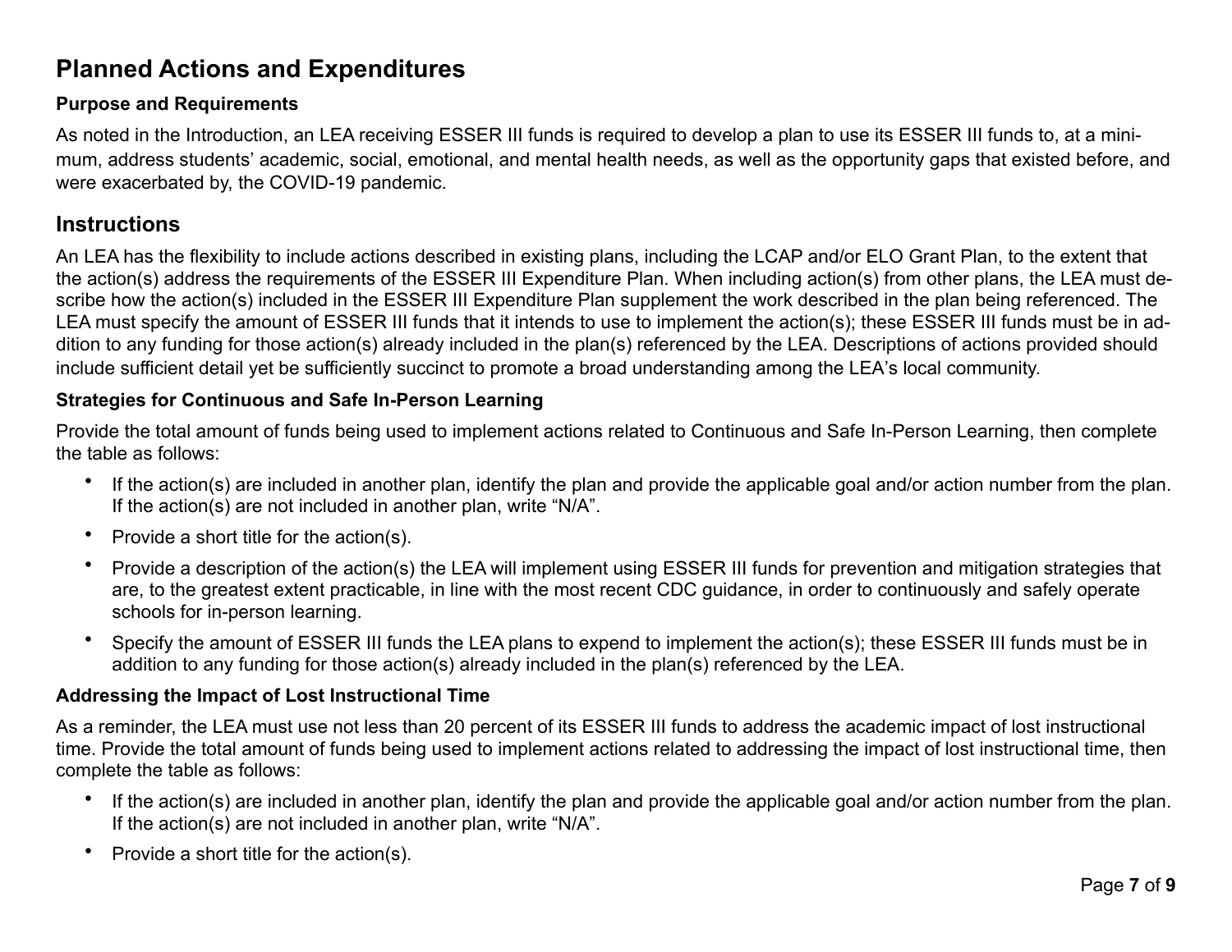## Planned Actions and Expenditures

### Purpose and Requirements

As noted in the Introduction, an LEA receiving ESSER III funds is required to develop a plan to use its ESSER III funds to, at a minimum, address students' academic, social, emotional, and mental health needs, as well as the opportunity gaps that existed before, and were exacerbated by, the COVID-19 pandemic.

## Instructions

An LEA has the flexibility to include actions described in existing plans, including the LCAP and/or ELO Grant Plan, to the extent that the action(s) address the requirements of the ESSER III Expenditure Plan. When including action(s) from other plans, the LEA must describe how the action(s) included in the ESSER III Expenditure Plan supplement the work described in the plan being referenced. The LEA must specify the amount of ESSER III funds that it intends to use to implement the action(s); these ESSER III funds must be in addition to any funding for those action(s) already included in the plan(s) referenced by the LEA. Descriptions of actions provided should include sufficient detail yet be sufficiently succinct to promote a broad understanding among the LEA's local community.

### Strategies for Continuous and Safe In-Person Learning

Provide the total amount of funds being used to implement actions related to Continuous and Safe In-Person Learning, then complete the table as follows:

- If the action(s) are included in another plan, identify the plan and provide the applicable goal and/or action number from the plan. If the action(s) are not included in another plan, write "N/A".
- Provide a short title for the action(s).
- Provide a description of the action(s) the LEA will implement using ESSER III funds for prevention and mitigation strategies that are, to the greatest extent practicable, in line with the most recent CDC guidance, in order to continuously and safely operate schools for in-person learning.
- Specify the amount of ESSER III funds the LEA plans to expend to implement the action(s); these ESSER III funds must be in addition to any funding for those action(s) already included in the plan(s) referenced by the LEA.

### Addressing the Impact of Lost Instructional Time

As a reminder, the LEA must use not less than 20 percent of its ESSER III funds to address the academic impact of lost instructional time. Provide the total amount of funds being used to implement actions related to addressing the impact of lost instructional time, then complete the table as follows:

- If the action(s) are included in another plan, identify the plan and provide the applicable goal and/or action number from the plan. If the action(s) are not included in another plan, write "N/A".
- Provide a short title for the action(s).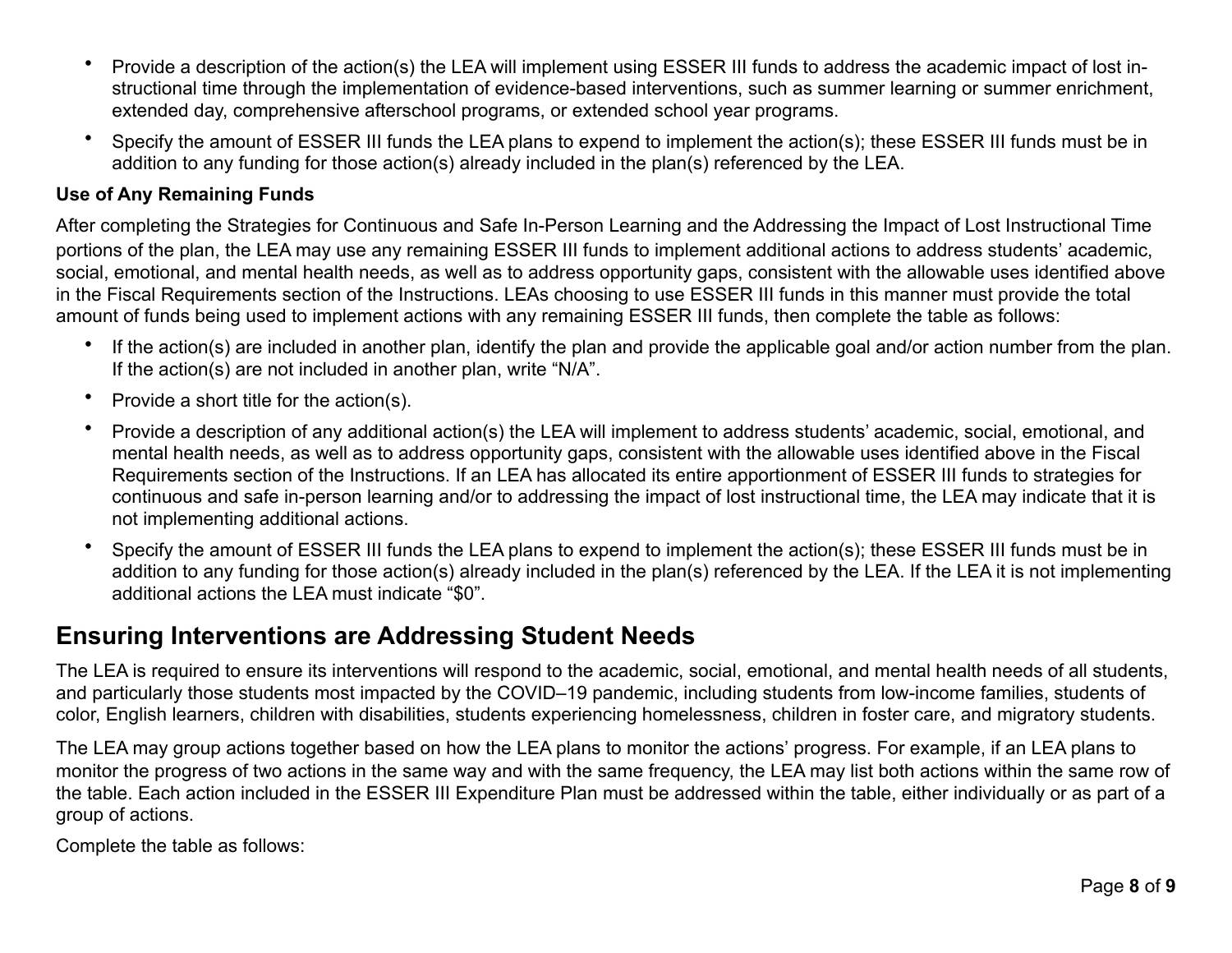- Provide a description of the action(s) the LEA will implement using ESSER III funds to address the academic impact of lost instructional time through the implementation of evidence-based interventions, such as summer learning or summer enrichment, extended day, comprehensive afterschool programs, or extended school year programs.
- Specify the amount of ESSER III funds the LEA plans to expend to implement the action(s); these ESSER III funds must be in addition to any funding for those action(s) already included in the plan(s) referenced by the LEA.

**Use of Any Remaining Funds**

After completing the Strategies for Continuous and Safe In-Person Learning and the Addressing the Impact of Lost Instructional Time portions of the plan, the LEA may use any remaining ESSER III funds to implement additional actions to address students' academic, social, emotional, and mental health needs, as well as to address opportunity gaps, consistent with the allowable uses identified above in the Fiscal Requirements section of the Instructions. LEAs choosing to use ESSER III funds in this manner must provide the total amount of funds being used to implement actions with any remaining ESSER III funds, then complete the table as follows:

- If the action(s) are included in another plan, identify the plan and provide the applicable goal and/or action number from the plan. If the action(s) are not included in another plan, write "N/A".
- Provide a short title for the action(s).
- Provide a description of any additional action(s) the LEA will implement to address students' academic, social, emotional, and mental health needs, as well as to address opportunity gaps, consistent with the allowable uses identified above in the Fiscal Requirements section of the Instructions. If an LEA has allocated its entire apportionment of ESSER III funds to strategies for continuous and safe in-person learning and/or to addressing the impact of lost instructional time, the LEA may indicate that it is not implementing additional actions.
- Specify the amount of ESSER III funds the LEA plans to expend to implement the action(s); these ESSER III funds must be in addition to any funding for those action(s) already included in the plan(s) referenced by the LEA. If the LEA it is not implementing additional actions the LEA must indicate "$0".

## Ensuring Interventions are Addressing Student Needs

The LEA is required to ensure its interventions will respond to the academic, social, emotional, and mental health needs of all students, and particularly those students most impacted by the COVID–19 pandemic, including students from low-income families, students of color, English learners, children with disabilities, students experiencing homelessness, children in foster care, and migratory students.

The LEA may group actions together based on how the LEA plans to monitor the actions' progress. For example, if an LEA plans to monitor the progress of two actions in the same way and with the same frequency, the LEA may list both actions within the same row of the table. Each action included in the ESSER III Expenditure Plan must be addressed within the table, either individually or as part of a group of actions.

Complete the table as follows: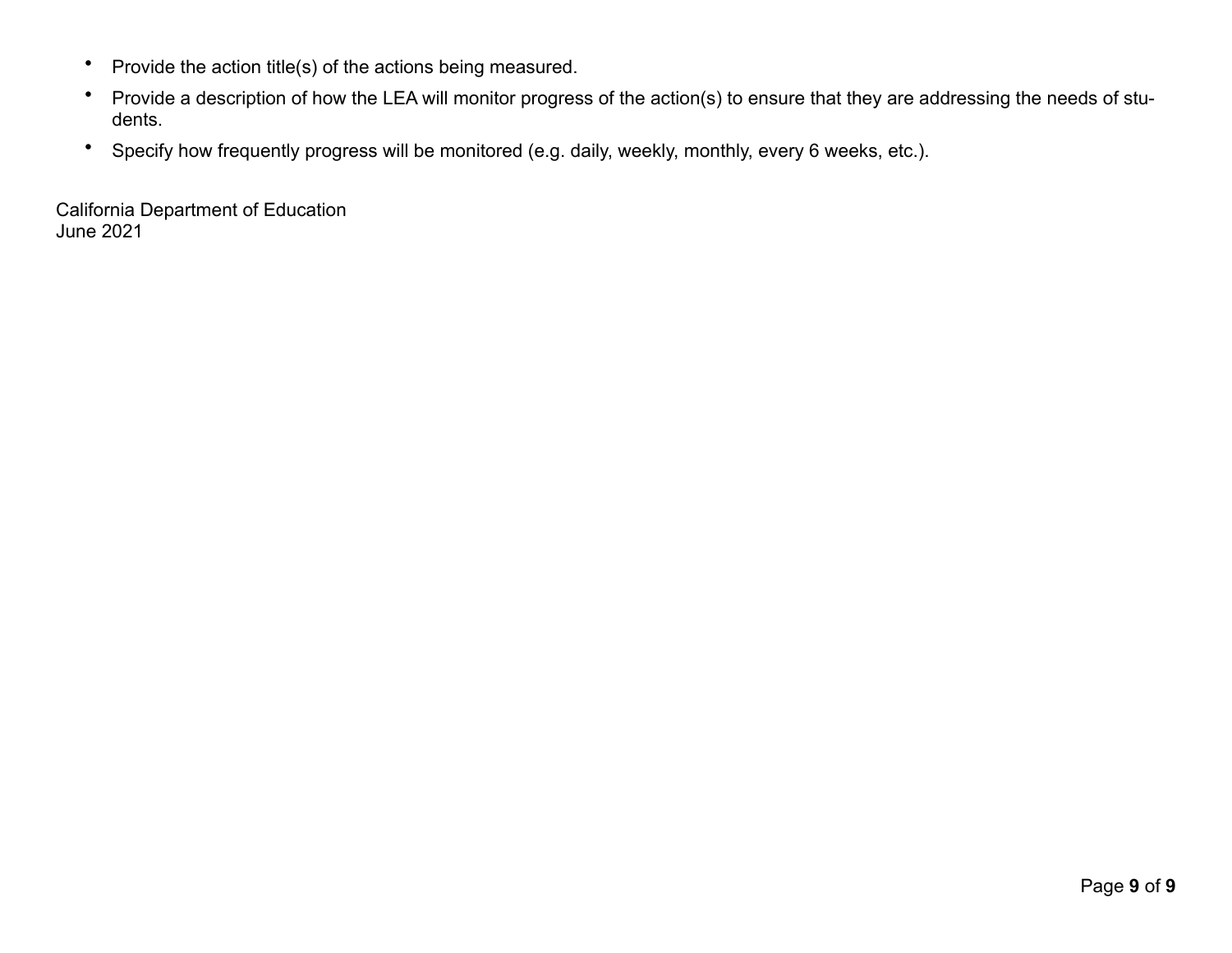- Provide the action title(s) of the actions being measured.
- Provide a description of how the LEA will monitor progress of the action(s) to ensure that they are addressing the needs of students.
- Specify how frequently progress will be monitored (e.g. daily, weekly, monthly, every 6 weeks, etc.).

California Department of Education
June 2021